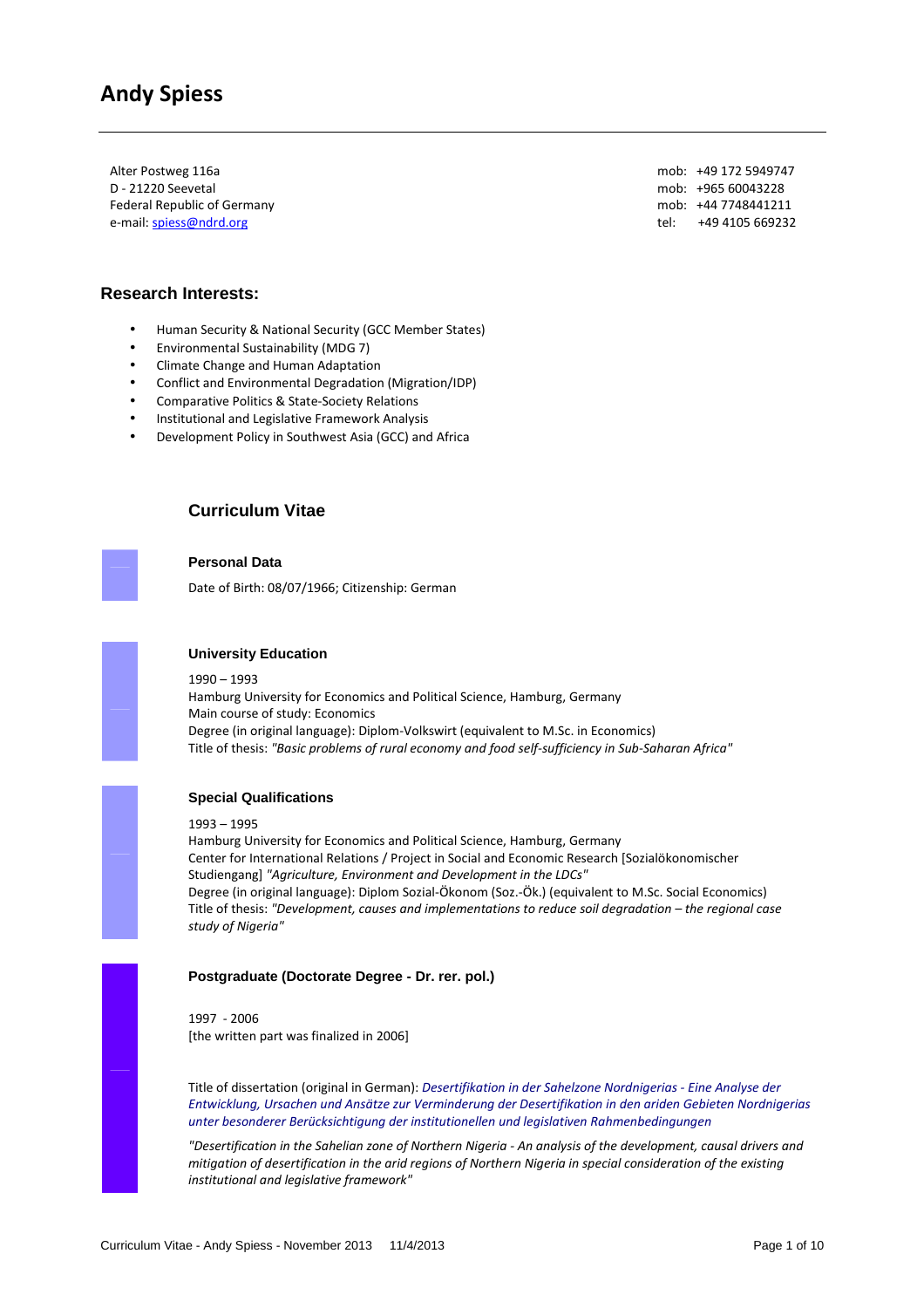# Andy Spiess

Alter Postweg 116a
D - 21220 Seevetal
Federal Republic of Germany
e-mail: spiess@ndrd.org

mob: +49 172 5949747
mob: +965 60043228
mob: +44 7748441211
tel: +49 4105 669232

## Research Interests:

- Human Security & National Security (GCC Member States)
- Environmental Sustainability (MDG 7)
- Climate Change and Human Adaptation
- Conflict and Environmental Degradation (Migration/IDP)
- Comparative Politics & State-Society Relations
- Institutional and Legislative Framework Analysis
- Development Policy in Southwest Asia (GCC) and Africa

## Curriculum Vitae

### Personal Data

Date of Birth: 08/07/1966; Citizenship: German

### University Education

1990 – 1993
Hamburg University for Economics and Political Science, Hamburg, Germany
Main course of study: Economics
Degree (in original language): Diplom-Volkswirt (equivalent to M.Sc. in Economics)
Title of thesis: *"Basic problems of rural economy and food self-sufficiency in Sub-Saharan Africa"*

### Special Qualifications

1993 – 1995
Hamburg University for Economics and Political Science, Hamburg, Germany
Center for International Relations / Project in Social and Economic Research [Sozialökonomischer Studiengang] *"Agriculture, Environment and Development in the LDCs"*
Degree (in original language): Diplom Sozial-Ökonom (Soz.-Ök.) (equivalent to M.Sc. Social Economics)
Title of thesis: *"Development, causes and implementations to reduce soil degradation – the regional case study of Nigeria"*

### Postgraduate (Doctorate Degree - Dr. rer. pol.)

1997 - 2006
[the written part was finalized in 2006]

Title of dissertation (original in German): *Desertifikation in der Sahelzone Nordnigerias - Eine Analyse der Entwicklung, Ursachen und Ansätze zur Verminderung der Desertifikation in den ariden Gebieten Nordnigerias unter besonderer Berücksichtigung der institutionellen und legislativen Rahmenbedingungen*

*"Desertification in the Sahelian zone of Northern Nigeria - An analysis of the development, causal drivers and mitigation of desertification in the arid regions of Northern Nigeria in special consideration of the existing institutional and legislative framework"*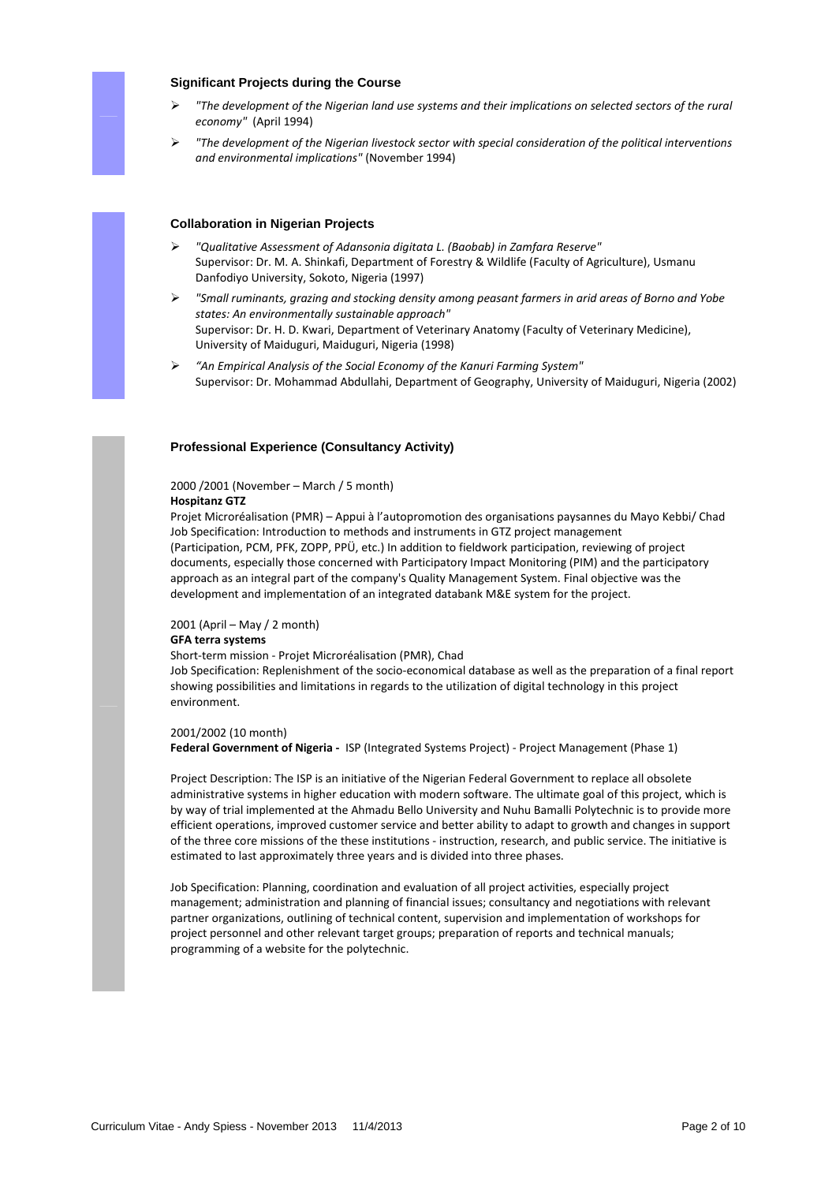### Significant Projects during the Course

- *"The development of the Nigerian land use systems and their implications on selected sectors of the rural economy"* (April 1994)
- *"The development of the Nigerian livestock sector with special consideration of the political interventions and environmental implications"* (November 1994)

### Collaboration in Nigerian Projects

- *"Qualitative Assessment of Adansonia digitata L. (Baobab) in Zamfara Reserve"*
  Supervisor: Dr. M. A. Shinkafi, Department of Forestry & Wildlife (Faculty of Agriculture), Usmanu Danfodiyo University, Sokoto, Nigeria (1997)
- *"Small ruminants, grazing and stocking density among peasant farmers in arid areas of Borno and Yobe states: An environmentally sustainable approach"*
  Supervisor: Dr. H. D. Kwari, Department of Veterinary Anatomy (Faculty of Veterinary Medicine), University of Maiduguri, Maiduguri, Nigeria (1998)
- *"An Empirical Analysis of the Social Economy of the Kanuri Farming System"*
  Supervisor: Dr. Mohammad Abdullahi, Department of Geography, University of Maiduguri, Nigeria (2002)

### Professional Experience (Consultancy Activity)

2000 /2001 (November – March / 5 month)
**Hospitanz GTZ**
Projet Microréalisation (PMR) – Appui à l'autopromotion des organisations paysannes du Mayo Kebbi/ Chad
Job Specification: Introduction to methods and instruments in GTZ project management (Participation, PCM, PFK, ZOPP, PPÜ, etc.) In addition to fieldwork participation, reviewing of project documents, especially those concerned with Participatory Impact Monitoring (PIM) and the participatory approach as an integral part of the company's Quality Management System. Final objective was the development and implementation of an integrated databank M&E system for the project.

2001 (April – May / 2 month)
**GFA terra systems**
Short-term mission - Projet Microréalisation (PMR), Chad
Job Specification: Replenishment of the socio-economical database as well as the preparation of a final report showing possibilities and limitations in regards to the utilization of digital technology in this project environment.

2001/2002 (10 month)
**Federal Government of Nigeria -** ISP (Integrated Systems Project) - Project Management (Phase 1)

Project Description: The ISP is an initiative of the Nigerian Federal Government to replace all obsolete administrative systems in higher education with modern software. The ultimate goal of this project, which is by way of trial implemented at the Ahmadu Bello University and Nuhu Bamalli Polytechnic is to provide more efficient operations, improved customer service and better ability to adapt to growth and changes in support of the three core missions of the these institutions - instruction, research, and public service. The initiative is estimated to last approximately three years and is divided into three phases.

Job Specification: Planning, coordination and evaluation of all project activities, especially project management; administration and planning of financial issues; consultancy and negotiations with relevant partner organizations, outlining of technical content, supervision and implementation of workshops for project personnel and other relevant target groups; preparation of reports and technical manuals; programming of a website for the polytechnic.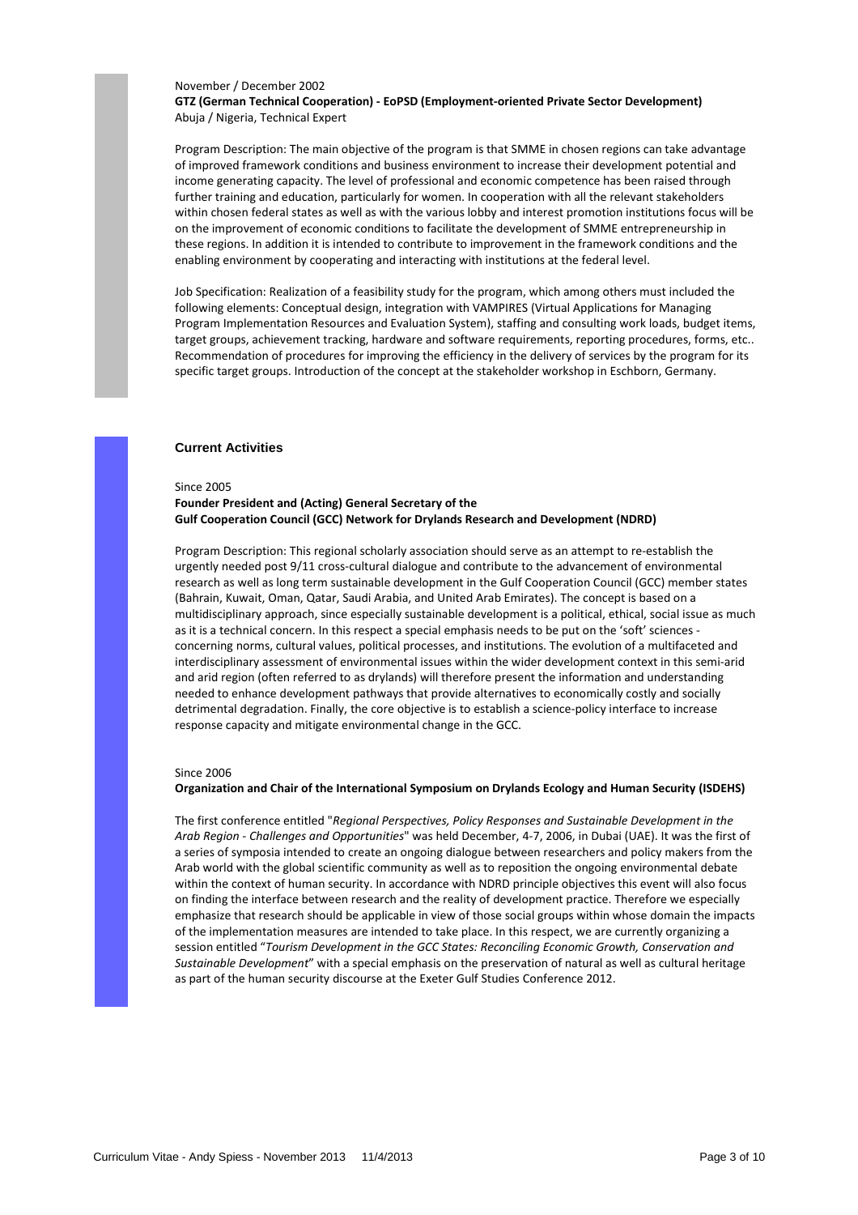November / December 2002
**GTZ (German Technical Cooperation) - EoPSD (Employment-oriented Private Sector Development)**
Abuja / Nigeria, Technical Expert

Program Description: The main objective of the program is that SMME in chosen regions can take advantage of improved framework conditions and business environment to increase their development potential and income generating capacity. The level of professional and economic competence has been raised through further training and education, particularly for women. In cooperation with all the relevant stakeholders within chosen federal states as well as with the various lobby and interest promotion institutions focus will be on the improvement of economic conditions to facilitate the development of SMME entrepreneurship in these regions. In addition it is intended to contribute to improvement in the framework conditions and the enabling environment by cooperating and interacting with institutions at the federal level.

Job Specification: Realization of a feasibility study for the program, which among others must included the following elements: Conceptual design, integration with VAMPIRES (Virtual Applications for Managing Program Implementation Resources and Evaluation System), staffing and consulting work loads, budget items, target groups, achievement tracking, hardware and software requirements, reporting procedures, forms, etc.. Recommendation of procedures for improving the efficiency in the delivery of services by the program for its specific target groups. Introduction of the concept at the stakeholder workshop in Eschborn, Germany.

## Current Activities

Since 2005
**Founder President and (Acting) General Secretary of the Gulf Cooperation Council (GCC) Network for Drylands Research and Development (NDRD)**

Program Description: This regional scholarly association should serve as an attempt to re-establish the urgently needed post 9/11 cross-cultural dialogue and contribute to the advancement of environmental research as well as long term sustainable development in the Gulf Cooperation Council (GCC) member states (Bahrain, Kuwait, Oman, Qatar, Saudi Arabia, and United Arab Emirates). The concept is based on a multidisciplinary approach, since especially sustainable development is a political, ethical, social issue as much as it is a technical concern. In this respect a special emphasis needs to be put on the 'soft' sciences - concerning norms, cultural values, political processes, and institutions. The evolution of a multifaceted and interdisciplinary assessment of environmental issues within the wider development context in this semi-arid and arid region (often referred to as drylands) will therefore present the information and understanding needed to enhance development pathways that provide alternatives to economically costly and socially detrimental degradation. Finally, the core objective is to establish a science-policy interface to increase response capacity and mitigate environmental change in the GCC.

Since 2006
**Organization and Chair of the International Symposium on Drylands Ecology and Human Security (ISDEHS)**

The first conference entitled "*Regional Perspectives, Policy Responses and Sustainable Development in the Arab Region - Challenges and Opportunities*" was held December, 4-7, 2006, in Dubai (UAE). It was the first of a series of symposia intended to create an ongoing dialogue between researchers and policy makers from the Arab world with the global scientific community as well as to reposition the ongoing environmental debate within the context of human security. In accordance with NDRD principle objectives this event will also focus on finding the interface between research and the reality of development practice. Therefore we especially emphasize that research should be applicable in view of those social groups within whose domain the impacts of the implementation measures are intended to take place. In this respect, we are currently organizing a session entitled "*Tourism Development in the GCC States: Reconciling Economic Growth, Conservation and Sustainable Development*" with a special emphasis on the preservation of natural as well as cultural heritage as part of the human security discourse at the Exeter Gulf Studies Conference 2012.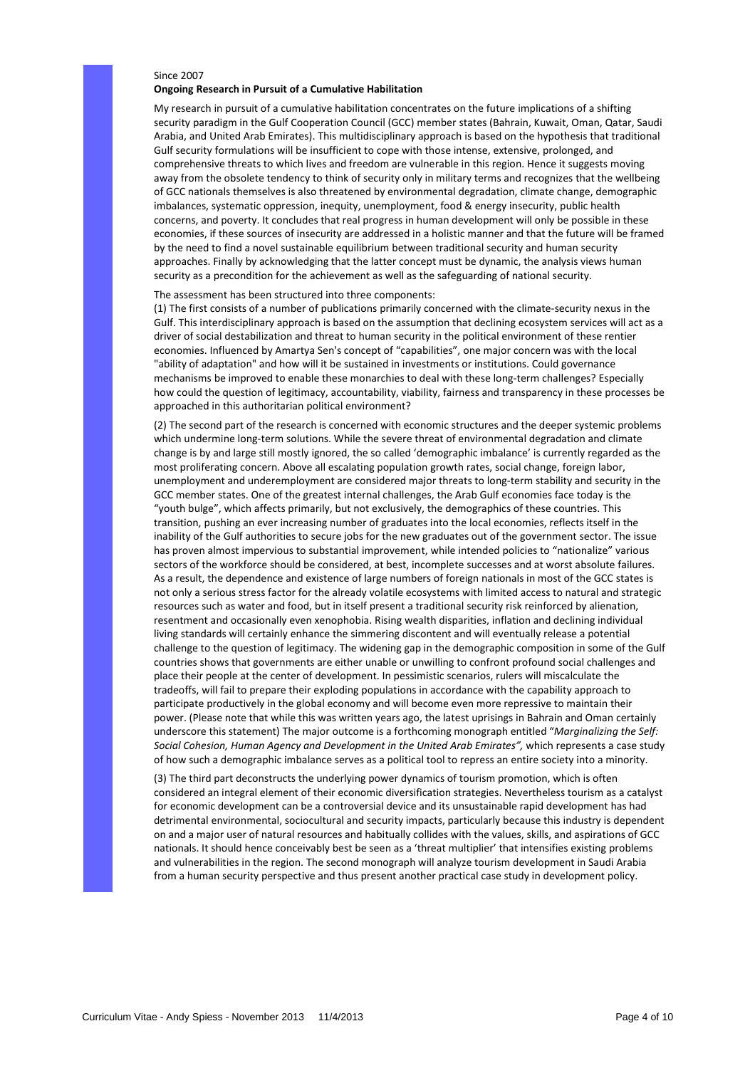Since 2007

**Ongoing Research in Pursuit of a Cumulative Habilitation**

My research in pursuit of a cumulative habilitation concentrates on the future implications of a shifting security paradigm in the Gulf Cooperation Council (GCC) member states (Bahrain, Kuwait, Oman, Qatar, Saudi Arabia, and United Arab Emirates). This multidisciplinary approach is based on the hypothesis that traditional Gulf security formulations will be insufficient to cope with those intense, extensive, prolonged, and comprehensive threats to which lives and freedom are vulnerable in this region. Hence it suggests moving away from the obsolete tendency to think of security only in military terms and recognizes that the wellbeing of GCC nationals themselves is also threatened by environmental degradation, climate change, demographic imbalances, systematic oppression, inequity, unemployment, food & energy insecurity, public health concerns, and poverty. It concludes that real progress in human development will only be possible in these economies, if these sources of insecurity are addressed in a holistic manner and that the future will be framed by the need to find a novel sustainable equilibrium between traditional security and human security approaches. Finally by acknowledging that the latter concept must be dynamic, the analysis views human security as a precondition for the achievement as well as the safeguarding of national security.

The assessment has been structured into three components:

(1) The first consists of a number of publications primarily concerned with the climate-security nexus in the Gulf. This interdisciplinary approach is based on the assumption that declining ecosystem services will act as a driver of social destabilization and threat to human security in the political environment of these rentier economies. Influenced by Amartya Sen's concept of "capabilities", one major concern was with the local "ability of adaptation" and how will it be sustained in investments or institutions. Could governance mechanisms be improved to enable these monarchies to deal with these long-term challenges? Especially how could the question of legitimacy, accountability, viability, fairness and transparency in these processes be approached in this authoritarian political environment?

(2) The second part of the research is concerned with economic structures and the deeper systemic problems which undermine long-term solutions. While the severe threat of environmental degradation and climate change is by and large still mostly ignored, the so called 'demographic imbalance' is currently regarded as the most proliferating concern. Above all escalating population growth rates, social change, foreign labor, unemployment and underemployment are considered major threats to long-term stability and security in the GCC member states. One of the greatest internal challenges, the Arab Gulf economies face today is the "youth bulge", which affects primarily, but not exclusively, the demographics of these countries. This transition, pushing an ever increasing number of graduates into the local economies, reflects itself in the inability of the Gulf authorities to secure jobs for the new graduates out of the government sector. The issue has proven almost impervious to substantial improvement, while intended policies to "nationalize" various sectors of the workforce should be considered, at best, incomplete successes and at worst absolute failures. As a result, the dependence and existence of large numbers of foreign nationals in most of the GCC states is not only a serious stress factor for the already volatile ecosystems with limited access to natural and strategic resources such as water and food, but in itself present a traditional security risk reinforced by alienation, resentment and occasionally even xenophobia. Rising wealth disparities, inflation and declining individual living standards will certainly enhance the simmering discontent and will eventually release a potential challenge to the question of legitimacy. The widening gap in the demographic composition in some of the Gulf countries shows that governments are either unable or unwilling to confront profound social challenges and place their people at the center of development. In pessimistic scenarios, rulers will miscalculate the tradeoffs, will fail to prepare their exploding populations in accordance with the capability approach to participate productively in the global economy and will become even more repressive to maintain their power. (Please note that while this was written years ago, the latest uprisings in Bahrain and Oman certainly underscore this statement) The major outcome is a forthcoming monograph entitled "*Marginalizing the Self: Social Cohesion, Human Agency and Development in the United Arab Emirates",* which represents a case study of how such a demographic imbalance serves as a political tool to repress an entire society into a minority.

(3) The third part deconstructs the underlying power dynamics of tourism promotion, which is often considered an integral element of their economic diversification strategies. Nevertheless tourism as a catalyst for economic development can be a controversial device and its unsustainable rapid development has had detrimental environmental, sociocultural and security impacts, particularly because this industry is dependent on and a major user of natural resources and habitually collides with the values, skills, and aspirations of GCC nationals. It should hence conceivably best be seen as a 'threat multiplier' that intensifies existing problems and vulnerabilities in the region. The second monograph will analyze tourism development in Saudi Arabia from a human security perspective and thus present another practical case study in development policy.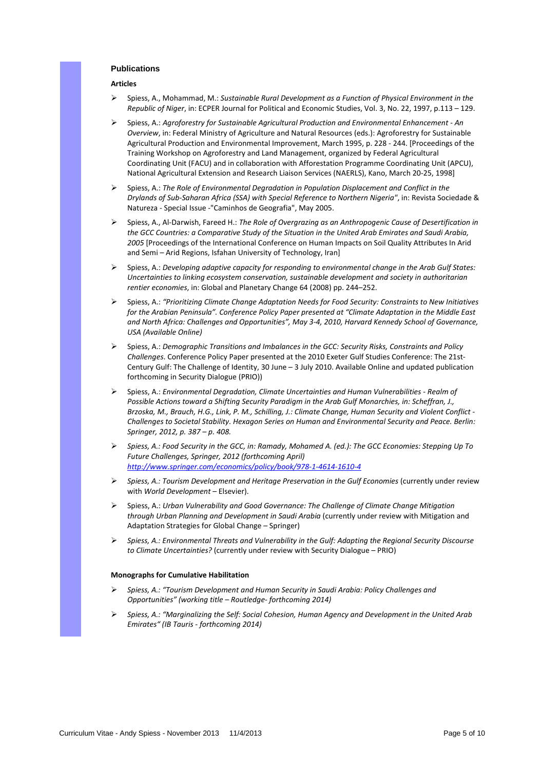## Publications

### Articles

- Spiess, A., Mohammad, M.: *Sustainable Rural Development as a Function of Physical Environment in the Republic of Niger*, in: ECPER Journal for Political and Economic Studies, Vol. 3, No. 22, 1997, p.113 – 129.
- Spiess, A.: *Agroforestry for Sustainable Agricultural Production and Environmental Enhancement - An Overview*, in: Federal Ministry of Agriculture and Natural Resources (eds.): Agroforestry for Sustainable Agricultural Production and Environmental Improvement, March 1995, p. 228 - 244. [Proceedings of the Training Workshop on Agroforestry and Land Management, organized by Federal Agricultural Coordinating Unit (FACU) and in collaboration with Afforestation Programme Coordinating Unit (APCU), National Agricultural Extension and Research Liaison Services (NAERLS), Kano, March 20-25, 1998]
- Spiess, A.: *The Role of Environmental Degradation in Population Displacement and Conflict in the Drylands of Sub-Saharan Africa (SSA) with Special Reference to Northern Nigeria"*, in: Revista Sociedade & Natureza - Special Issue -"Caminhos de Geografia", May 2005.
- Spiess, A., Al-Darwish, Fareed H.: *The Role of Overgrazing as an Anthropogenic Cause of Desertification in the GCC Countries: a Comparative Study of the Situation in the United Arab Emirates and Saudi Arabia, 2005* [Proceedings of the International Conference on Human Impacts on Soil Quality Attributes In Arid and Semi – Arid Regions, Isfahan University of Technology, Iran]
- Spiess, A.: *Developing adaptive capacity for responding to environmental change in the Arab Gulf States: Uncertainties to linking ecosystem conservation, sustainable development and society in authoritarian rentier economies*, in: Global and Planetary Change 64 (2008) pp. 244–252.
- Spiess, A.: *"Prioritizing Climate Change Adaptation Needs for Food Security: Constraints to New Initiatives for the Arabian Peninsula". Conference Policy Paper presented at "Climate Adaptation in the Middle East and North Africa: Challenges and Opportunities", May 3-4, 2010, Harvard Kennedy School of Governance, USA (Available Online)*
- Spiess, A.: *Demographic Transitions and Imbalances in the GCC: Security Risks, Constraints and Policy Challenges*. Conference Policy Paper presented at the 2010 Exeter Gulf Studies Conference: The 21st-Century Gulf: The Challenge of Identity, 30 June – 3 July 2010. Available Online and updated publication forthcoming in Security Dialogue (PRIO))
- Spiess, A.: *Environmental Degradation, Climate Uncertainties and Human Vulnerabilities - Realm of Possible Actions toward a Shifting Security Paradigm in the Arab Gulf Monarchies, in: Scheffran, J., Brzoska, M., Brauch, H.G., Link, P. M., Schilling, J.: Climate Change, Human Security and Violent Conflict - Challenges to Societal Stability. Hexagon Series on Human and Environmental Security and Peace. Berlin: Springer, 2012, p. 387 – p. 408.*
- *Spiess, A.: Food Security in the GCC, in: Ramady, Mohamed A. (ed.): The GCC Economies: Stepping Up To Future Challenges, Springer, 2012 (forthcoming April)* *http://www.springer.com/economics/policy/book/978-1-4614-1610-4*
- *Spiess, A.: Tourism Development and Heritage Preservation in the Gulf Economies* (currently under review with *World Development* – Elsevier).
- Spiess, A.: *Urban Vulnerability and Good Governance: The Challenge of Climate Change Mitigation through Urban Planning and Development in Saudi Arabia* (currently under review with Mitigation and Adaptation Strategies for Global Change – Springer)
- *Spiess, A.: Environmental Threats and Vulnerability in the Gulf: Adapting the Regional Security Discourse to Climate Uncertainties?* (currently under review with Security Dialogue – PRIO)

### Monographs for Cumulative Habilitation

- *Spiess, A.: "Tourism Development and Human Security in Saudi Arabia: Policy Challenges and Opportunities" (working title – Routledge- forthcoming 2014)*
- *Spiess, A.: "Marginalizing the Self: Social Cohesion, Human Agency and Development in the United Arab Emirates" (IB Tauris - forthcoming 2014)*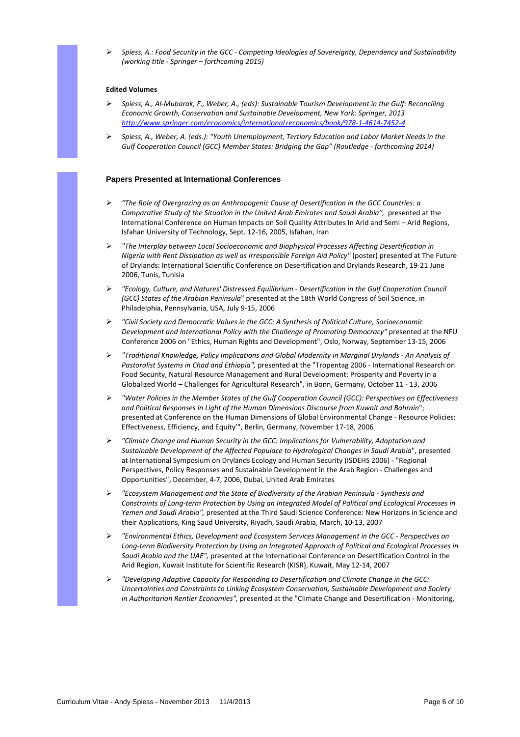- *Spiess, A.: Food Security in the GCC - Competing Ideologies of Sovereignty, Dependency and Sustainability (working title - Springer – forthcoming 2015)*

**Edited Volumes**

- *Spiess, A., Al-Mubarak, F., Weber, A., (eds): Sustainable Tourism Development in the Gulf: Reconciling Economic Growth, Conservation and Sustainable Development, New York: Springer, 2013* *http://www.springer.com/economics/international+economics/book/978-1-4614-7452-4*
- *Spiess, A., Weber, A. (eds.): "Youth Unemployment, Tertiary Education and Labor Market Needs in the Gulf Cooperation Council (GCC) Member States: Bridging the Gap" (Routledge - forthcoming 2014)*

### Papers Presented at International Conferences

- *"The Role of Overgrazing as an Anthropogenic Cause of Desertification in the GCC Countries: a Comparative Study of the Situation in the United Arab Emirates and Saudi Arabia",* presented at the International Conference on Human Impacts on Soil Quality Attributes In Arid and Semi – Arid Regions, Isfahan University of Technology, Sept. 12-16, 2005, Isfahan, Iran
- *"The Interplay between Local Socioeconomic and Biophysical Processes Affecting Desertification in Nigeria with Rent Dissipation as well as Irresponsible Foreign Aid Policy"* (poster) presented at The Future of Drylands: International Scientific Conference on Desertification and Drylands Research, 19-21 June 2006, Tunis, Tunisia
- *"Ecology, Culture, and Natures' Distressed Equilibrium - Desertification in the Gulf Cooperation Council (GCC) States of the Arabian Peninsula*" presented at the 18th World Congress of Soil Science, in Philadelphia, Pennsylvania, USA, July 9-15, 2006
- *"Civil Society and Democratic Values in the GCC: A Synthesis of Political Culture, Socioeconomic Development and International Policy with the Challenge of Promoting Democracy"* presented at the NFU Conference 2006 on "Ethics, Human Rights and Development", Oslo, Norway, September 13-15, 2006
- *"Traditional Knowledge, Policy Implications and Global Modernity in Marginal Drylands - An Analysis of Pastoralist Systems in Chad and Ethiopia",* presented at the "Tropentag 2006 - International Research on Food Security, Natural Resource Management and Rural Development: Prosperity and Poverty in a Globalized World – Challenges for Agricultural Research", in Bonn, Germany, October 11 - 13, 2006
- *"Water Policies in the Member States of the Gulf Cooperation Council (GCC): Perspectives on Effectiveness and Political Responses in Light of the Human Dimensions Discourse from Kuwait and Bahrain*"; presented at Conference on the Human Dimensions of Global Environmental Change - Resource Policies: Effectiveness, Efficiency, and Equity'", Berlin, Germany, November 17-18, 2006
- *"Climate Change and Human Security in the GCC: Implications for Vulnerability, Adaptation and Sustainable Development of the Affected Populace to Hydrological Changes in Saudi Arabia*", presented at International Symposium on Drylands Ecology and Human Security (ISDEHS 2006) - "Regional Perspectives, Policy Responses and Sustainable Development in the Arab Region - Challenges and Opportunities", December, 4-7, 2006, Dubai, United Arab Emirates
- *"Ecosystem Management and the State of Biodiversity of the Arabian Peninsula - Synthesis and Constraints of Long-term Protection by Using an Integrated Model of Political and Ecological Processes in Yemen and Saudi Arabia",* presented at the Third Saudi Science Conference: New Horizons in Science and their Applications, King Saud University, Riyadh, Saudi Arabia, March, 10-13, 2007
- *"Environmental Ethics, Development and Ecosystem Services Management in the GCC - Perspectives on Long-term Biodiversity Protection by Using an Integrated Approach of Political and Ecological Processes in Saudi Arabia and the UAE",* presented at the International Conference on Desertification Control in the Arid Region, Kuwait Institute for Scientific Research (KISR), Kuwait, May 12-14, 2007
- *"Developing Adaptive Capacity for Responding to Desertification and Climate Change in the GCC: Uncertainties and Constraints to Linking Ecosystem Conservation, Sustainable Development and Society in Authoritarian Rentier Economies",* presented at the "Climate Change and Desertification - Monitoring,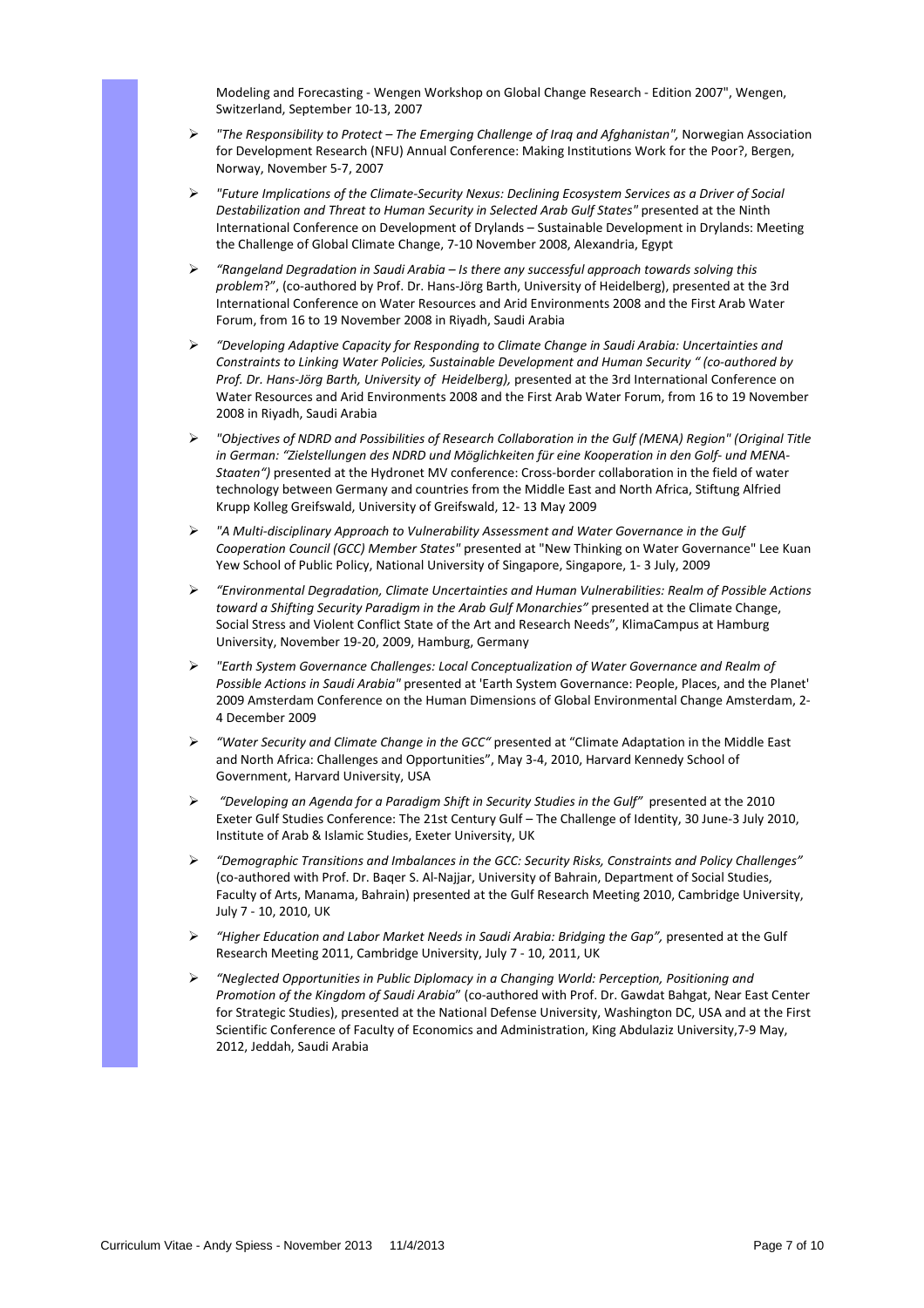Modeling and Forecasting - Wengen Workshop on Global Change Research - Edition 2007", Wengen, Switzerland, September 10-13, 2007

- *"The Responsibility to Protect – The Emerging Challenge of Iraq and Afghanistan",* Norwegian Association for Development Research (NFU) Annual Conference: Making Institutions Work for the Poor?, Bergen, Norway, November 5-7, 2007
- *"Future Implications of the Climate-Security Nexus: Declining Ecosystem Services as a Driver of Social Destabilization and Threat to Human Security in Selected Arab Gulf States"* presented at the Ninth International Conference on Development of Drylands – Sustainable Development in Drylands: Meeting the Challenge of Global Climate Change, 7-10 November 2008, Alexandria, Egypt
- *"Rangeland Degradation in Saudi Arabia – Is there any successful approach towards solving this problem*?", (co-authored by Prof. Dr. Hans-Jörg Barth, University of Heidelberg), presented at the 3rd International Conference on Water Resources and Arid Environments 2008 and the First Arab Water Forum, from 16 to 19 November 2008 in Riyadh, Saudi Arabia
- *"Developing Adaptive Capacity for Responding to Climate Change in Saudi Arabia: Uncertainties and Constraints to Linking Water Policies, Sustainable Development and Human Security " (co-authored by Prof. Dr. Hans-Jörg Barth, University of Heidelberg),* presented at the 3rd International Conference on Water Resources and Arid Environments 2008 and the First Arab Water Forum, from 16 to 19 November 2008 in Riyadh, Saudi Arabia
- *"Objectives of NDRD and Possibilities of Research Collaboration in the Gulf (MENA) Region" (Original Title in German: "Zielstellungen des NDRD und Möglichkeiten für eine Kooperation in den Golf- und MENA-Staaten")* presented at the Hydronet MV conference: Cross-border collaboration in the field of water technology between Germany and countries from the Middle East and North Africa, Stiftung Alfried Krupp Kolleg Greifswald, University of Greifswald, 12- 13 May 2009
- *"A Multi-disciplinary Approach to Vulnerability Assessment and Water Governance in the Gulf Cooperation Council (GCC) Member States"* presented at "New Thinking on Water Governance" Lee Kuan Yew School of Public Policy, National University of Singapore, Singapore, 1- 3 July, 2009
- *"Environmental Degradation, Climate Uncertainties and Human Vulnerabilities: Realm of Possible Actions toward a Shifting Security Paradigm in the Arab Gulf Monarchies"* presented at the Climate Change, Social Stress and Violent Conflict State of the Art and Research Needs", KlimaCampus at Hamburg University, November 19-20, 2009, Hamburg, Germany
- *"Earth System Governance Challenges: Local Conceptualization of Water Governance and Realm of Possible Actions in Saudi Arabia"* presented at 'Earth System Governance: People, Places, and the Planet' 2009 Amsterdam Conference on the Human Dimensions of Global Environmental Change Amsterdam, 2-4 December 2009
- *"Water Security and Climate Change in the GCC"* presented at "Climate Adaptation in the Middle East and North Africa: Challenges and Opportunities", May 3-4, 2010, Harvard Kennedy School of Government, Harvard University, USA
- *"Developing an Agenda for a Paradigm Shift in Security Studies in the Gulf"* presented at the 2010 Exeter Gulf Studies Conference: The 21st Century Gulf – The Challenge of Identity, 30 June-3 July 2010, Institute of Arab & Islamic Studies, Exeter University, UK
- *"Demographic Transitions and Imbalances in the GCC: Security Risks, Constraints and Policy Challenges"* (co-authored with Prof. Dr. Baqer S. Al-Najjar, University of Bahrain, Department of Social Studies, Faculty of Arts, Manama, Bahrain) presented at the Gulf Research Meeting 2010, Cambridge University, July 7 - 10, 2010, UK
- *"Higher Education and Labor Market Needs in Saudi Arabia: Bridging the Gap",* presented at the Gulf Research Meeting 2011, Cambridge University, July 7 - 10, 2011, UK
- *"Neglected Opportunities in Public Diplomacy in a Changing World: Perception, Positioning and Promotion of the Kingdom of Saudi Arabia*" (co-authored with Prof. Dr. Gawdat Bahgat, Near East Center for Strategic Studies), presented at the National Defense University, Washington DC, USA and at the First Scientific Conference of Faculty of Economics and Administration, King Abdulaziz University,7-9 May, 2012, Jeddah, Saudi Arabia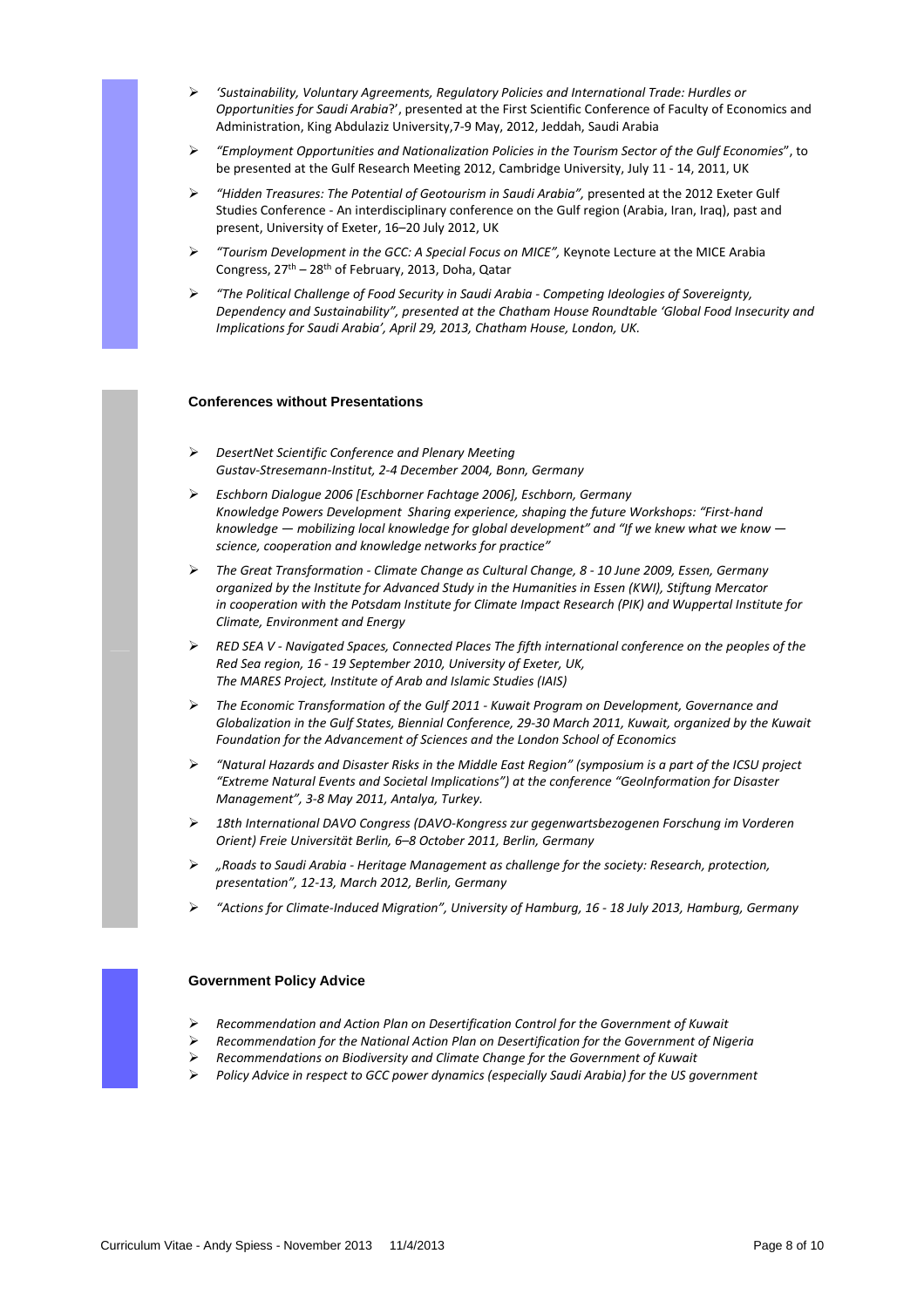- *'Sustainability, Voluntary Agreements, Regulatory Policies and International Trade: Hurdles or Opportunities for Saudi Arabia*?', presented at the First Scientific Conference of Faculty of Economics and Administration, King Abdulaziz University,7-9 May, 2012, Jeddah, Saudi Arabia
- *"Employment Opportunities and Nationalization Policies in the Tourism Sector of the Gulf Economies*", to be presented at the Gulf Research Meeting 2012, Cambridge University, July 11 - 14, 2011, UK
- *"Hidden Treasures: The Potential of Geotourism in Saudi Arabia",* presented at the 2012 Exeter Gulf Studies Conference - An interdisciplinary conference on the Gulf region (Arabia, Iran, Iraq), past and present, University of Exeter, 16–20 July 2012, UK
- *"Tourism Development in the GCC: A Special Focus on MICE",* Keynote Lecture at the MICE Arabia Congress, 27th – 28th of February, 2013, Doha, Qatar
- *"The Political Challenge of Food Security in Saudi Arabia - Competing Ideologies of Sovereignty, Dependency and Sustainability", presented at the Chatham House Roundtable 'Global Food Insecurity and Implications for Saudi Arabia', April 29, 2013, Chatham House, London, UK.*

### Conferences without Presentations

- *DesertNet Scientific Conference and Plenary Meeting*
  *Gustav-Stresemann-Institut, 2-4 December 2004, Bonn, Germany*
- *Eschborn Dialogue 2006 [Eschborner Fachtage 2006], Eschborn, Germany*
  *Knowledge Powers Development Sharing experience, shaping the future Workshops: "First-hand knowledge — mobilizing local knowledge for global development" and "If we knew what we know — science, cooperation and knowledge networks for practice"*
- *The Great Transformation - Climate Change as Cultural Change, 8 - 10 June 2009, Essen, Germany organized by the Institute for Advanced Study in the Humanities in Essen (KWI), Stiftung Mercator in cooperation with the Potsdam Institute for Climate Impact Research (PIK) and Wuppertal Institute for Climate, Environment and Energy*
- *RED SEA V - Navigated Spaces, Connected Places The fifth international conference on the peoples of the Red Sea region, 16 - 19 September 2010, University of Exeter, UK,*
  *The MARES Project, Institute of Arab and Islamic Studies (IAIS)*
- *The Economic Transformation of the Gulf 2011 - Kuwait Program on Development, Governance and Globalization in the Gulf States, Biennial Conference, 29-30 March 2011, Kuwait, organized by the Kuwait Foundation for the Advancement of Sciences and the London School of Economics*
- *"Natural Hazards and Disaster Risks in the Middle East Region" (symposium is a part of the ICSU project "Extreme Natural Events and Societal Implications") at the conference "GeoInformation for Disaster Management", 3-8 May 2011, Antalya, Turkey.*
- *18th International DAVO Congress (DAVO-Kongress zur gegenwartsbezogenen Forschung im Vorderen Orient) Freie Universität Berlin, 6–8 October 2011, Berlin, Germany*
- *„Roads to Saudi Arabia - Heritage Management as challenge for the society: Research, protection, presentation", 12-13, March 2012, Berlin, Germany*
- *"Actions for Climate-Induced Migration", University of Hamburg, 16 - 18 July 2013, Hamburg, Germany*

### Government Policy Advice

- *Recommendation and Action Plan on Desertification Control for the Government of Kuwait*
- *Recommendation for the National Action Plan on Desertification for the Government of Nigeria*
- *Recommendations on Biodiversity and Climate Change for the Government of Kuwait*
- *Policy Advice in respect to GCC power dynamics (especially Saudi Arabia) for the US government*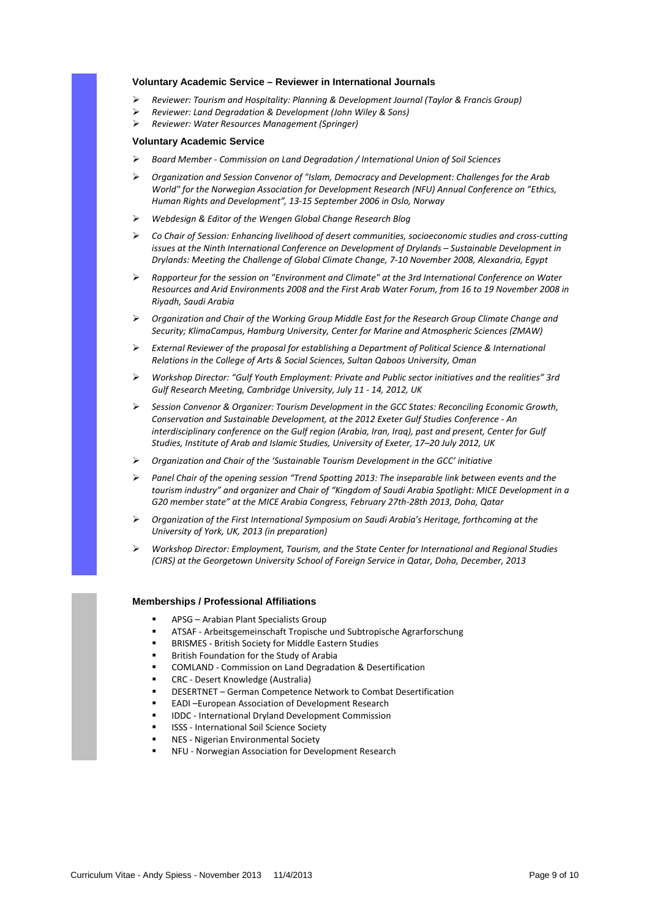### Voluntary Academic Service – Reviewer in International Journals

- *Reviewer: Tourism and Hospitality: Planning & Development Journal (Taylor & Francis Group)*
- *Reviewer: Land Degradation & Development (John Wiley & Sons)*
- *Reviewer: Water Resources Management (Springer)*

### Voluntary Academic Service

- *Board Member - Commission on Land Degradation / International Union of Soil Sciences*
- *Organization and Session Convenor of "Islam, Democracy and Development: Challenges for the Arab World" for the Norwegian Association for Development Research (NFU) Annual Conference on "Ethics, Human Rights and Development", 13-15 September 2006 in Oslo, Norway*
- *Webdesign & Editor of the Wengen Global Change Research Blog*
- *Co Chair of Session: Enhancing livelihood of desert communities, socioeconomic studies and cross-cutting issues at the Ninth International Conference on Development of Drylands – Sustainable Development in Drylands: Meeting the Challenge of Global Climate Change, 7-10 November 2008, Alexandria, Egypt*
- *Rapporteur for the session on "Environment and Climate" at the 3rd International Conference on Water Resources and Arid Environments 2008 and the First Arab Water Forum, from 16 to 19 November 2008 in Riyadh, Saudi Arabia*
- *Organization and Chair of the Working Group Middle East for the Research Group Climate Change and Security; KlimaCampus, Hamburg University, Center for Marine and Atmospheric Sciences (ZMAW)*
- *External Reviewer of the proposal for establishing a Department of Political Science & International Relations in the College of Arts & Social Sciences, Sultan Qaboos University, Oman*
- *Workshop Director: "Gulf Youth Employment: Private and Public sector initiatives and the realities" 3rd Gulf Research Meeting, Cambridge University, July 11 - 14, 2012, UK*
- *Session Convenor & Organizer: Tourism Development in the GCC States: Reconciling Economic Growth, Conservation and Sustainable Development, at the 2012 Exeter Gulf Studies Conference - An interdisciplinary conference on the Gulf region (Arabia, Iran, Iraq), past and present, Center for Gulf Studies, Institute of Arab and Islamic Studies, University of Exeter, 17–20 July 2012, UK*
- *Organization and Chair of the 'Sustainable Tourism Development in the GCC' initiative*
- *Panel Chair of the opening session "Trend Spotting 2013: The inseparable link between events and the tourism industry" and organizer and Chair of "Kingdom of Saudi Arabia Spotlight: MICE Development in a G20 member state" at the MICE Arabia Congress, February 27th-28th 2013, Doha, Qatar*
- *Organization of the First International Symposium on Saudi Arabia's Heritage, forthcoming at the University of York, UK, 2013 (in preparation)*
- *Workshop Director: Employment, Tourism, and the State Center for International and Regional Studies (CIRS) at the Georgetown University School of Foreign Service in Qatar, Doha, December, 2013*

### Memberships / Professional Affiliations

- APSG – Arabian Plant Specialists Group
- ATSAF - Arbeitsgemeinschaft Tropische und Subtropische Agrarforschung
- BRISMES - British Society for Middle Eastern Studies
- British Foundation for the Study of Arabia
- COMLAND - Commission on Land Degradation & Desertification
- CRC - Desert Knowledge (Australia)
- DESERTNET – German Competence Network to Combat Desertification
- EADI –European Association of Development Research
- IDDC - International Dryland Development Commission
- ISSS - International Soil Science Society
- NES - Nigerian Environmental Society
- NFU - Norwegian Association for Development Research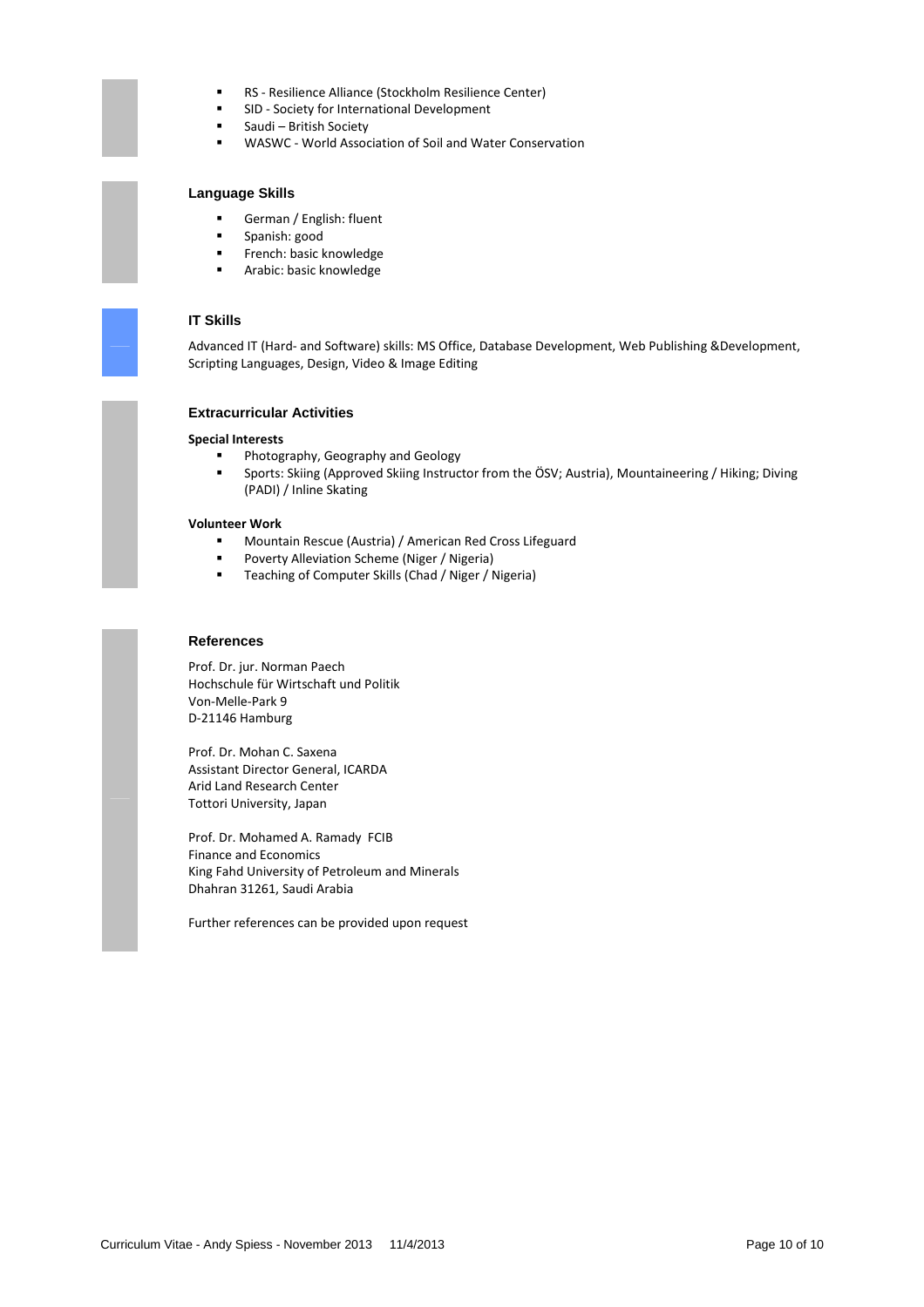- RS - Resilience Alliance (Stockholm Resilience Center)
- SID - Society for International Development
- Saudi – British Society
- WASWC - World Association of Soil and Water Conservation

## Language Skills

- German / English: fluent
- Spanish: good
- French: basic knowledge
- Arabic: basic knowledge

## IT Skills

Advanced IT (Hard- and Software) skills: MS Office, Database Development, Web Publishing &Development, Scripting Languages, Design, Video & Image Editing

## Extracurricular Activities

**Special Interests**

- Photography, Geography and Geology
- Sports: Skiing (Approved Skiing Instructor from the ÖSV; Austria), Mountaineering / Hiking; Diving (PADI) / Inline Skating

**Volunteer Work**

- Mountain Rescue (Austria) / American Red Cross Lifeguard
- Poverty Alleviation Scheme (Niger / Nigeria)
- Teaching of Computer Skills (Chad / Niger / Nigeria)

## References

Prof. Dr. jur. Norman Paech
Hochschule für Wirtschaft und Politik
Von-Melle-Park 9
D-21146 Hamburg

Prof. Dr. Mohan C. Saxena
Assistant Director General, ICARDA
Arid Land Research Center
Tottori University, Japan

Prof. Dr. Mohamed A. Ramady FCIB
Finance and Economics
King Fahd University of Petroleum and Minerals
Dhahran 31261, Saudi Arabia

Further references can be provided upon request